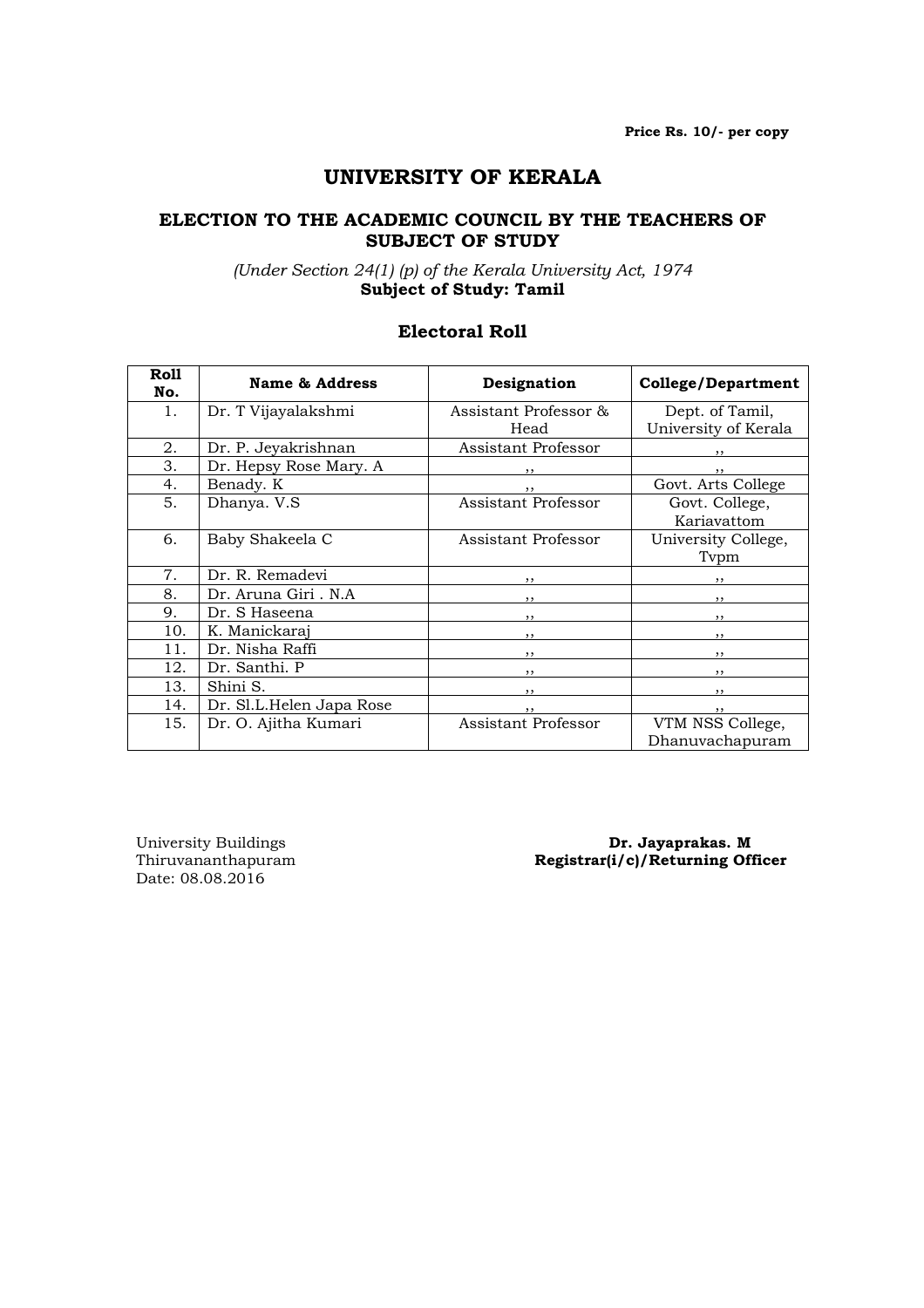**Price Rs. 10/- per copy**

# UNIVERSITY OF KERALA

## ELECTION TO THE ACADEMIC COUNCIL BY THE TEACHERS OF SUBJECT OF STUDY

*(Under Section 24(1) (p) of the Kerala University Act, 1974*
**Subject of Study: Tamil**

### Electoral Roll

| Roll No. | Name & Address | Designation | College/Department |
|---|---|---|---|
| 1. | Dr. T Vijayalakshmi | Assistant Professor & Head | Dept. of Tamil, University of Kerala |
| 2. | Dr. P. Jeyakrishnan | Assistant Professor | ,, |
| 3. | Dr. Hepsy Rose Mary. A | ,, | ,, |
| 4. | Benady. K | ,, | Govt. Arts College |
| 5. | Dhanya. V.S | Assistant Professor | Govt. College, Kariavattom |
| 6. | Baby Shakeela C | Assistant Professor | University College, Tvpm |
| 7. | Dr. R. Remadevi | ,, | ,, |
| 8. | Dr. Aruna Giri . N.A | ,, | ,, |
| 9. | Dr. S Haseena | ,, | ,, |
| 10. | K. Manickaraj | ,, | ,, |
| 11. | Dr. Nisha Raffi | ,, | ,, |
| 12. | Dr. Santhi. P | ,, | ,, |
| 13. | Shini S. | ,, | ,, |
| 14. | Dr. Sl.L.Helen Japa Rose | ,, | ,, |
| 15. | Dr. O. Ajitha Kumari | Assistant Professor | VTM NSS College, Dhanuvachapuram |

University Buildings
Thiruvananthapuram
Date: 08.08.2016

**Dr. Jayaprakas. M**
**Registrar(i/c)/Returning Officer**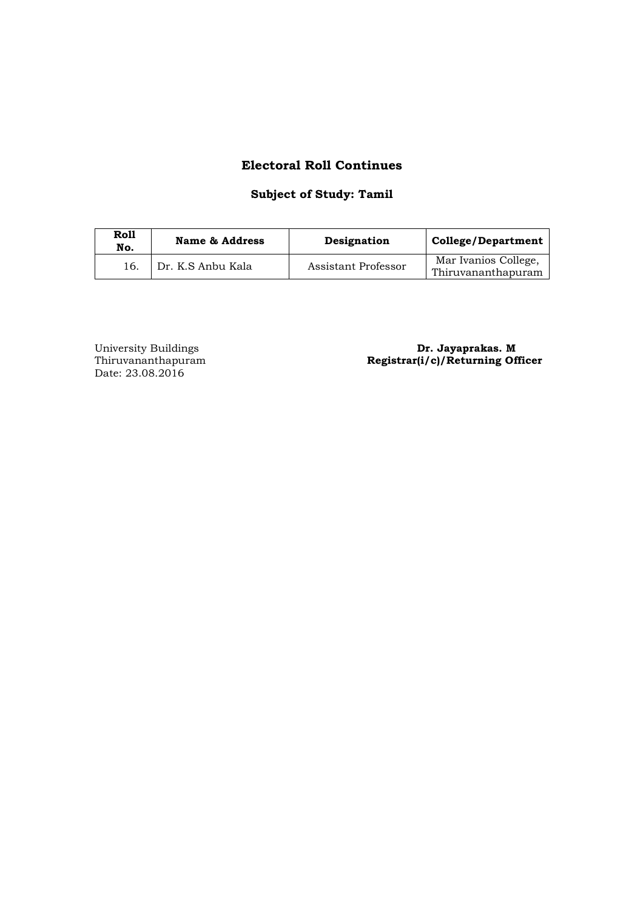## Electoral Roll Continues

### Subject of Study: Tamil

| Roll No. | Name & Address | Designation | College/Department |
|---|---|---|---|
| 16. | Dr. K.S Anbu Kala | Assistant Professor | Mar Ivanios College, Thiruvananthapuram |

University Buildings
Thiruvananthapuram
Date: 23.08.2016

**Dr. Jayaprakas. M**
**Registrar(i/c)/Returning Officer**